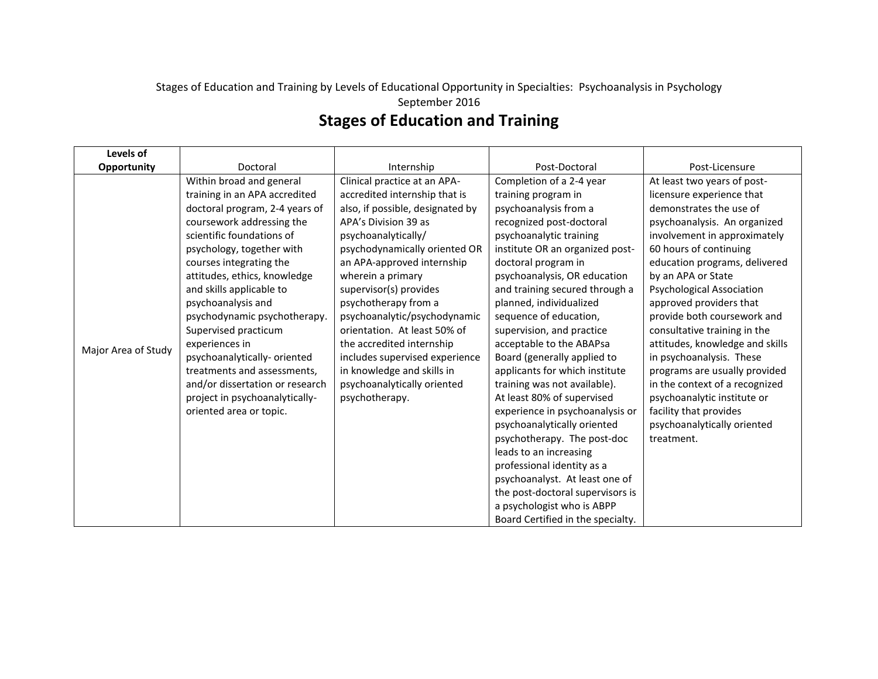Stages of Education and Training by Levels of Educational Opportunity in Specialties: Psychoanalysis in Psychology

September 2016

# Stages of Education and Training

| **Levels of Opportunity** | Doctoral | Internship | Post-Doctoral | Post-Licensure |
|---|---|---|---|---|
| Major Area of Study | Within broad and general training in an APA accredited doctoral program, 2-4 years of coursework addressing the scientific foundations of psychology, together with courses integrating the attitudes, ethics, knowledge and skills applicable to psychoanalysis and psychodynamic psychotherapy. Supervised practicum experiences in psychoanalytically- oriented treatments and assessments, and/or dissertation or research project in psychoanalytically-oriented area or topic. | Clinical practice at an APA-accredited internship that is also, if possible, designated by APA's Division 39 as psychoanalytically/ psychodynamically oriented OR an APA-approved internship wherein a primary supervisor(s) provides psychotherapy from a psychoanalytic/psychodynamic orientation. At least 50% of the accredited internship includes supervised experience in knowledge and skills in psychoanalytically oriented psychotherapy. | Completion of a 2-4 year training program in psychoanalysis from a recognized post-doctoral psychoanalytic training institute OR an organized post-doctoral program in psychoanalysis, OR education and training secured through a planned, individualized sequence of education, supervision, and practice acceptable to the ABAPsa Board (generally applied to applicants for which institute training was not available). At least 80% of supervised experience in psychoanalysis or psychoanalytically oriented psychotherapy. The post-doc leads to an increasing professional identity as a psychoanalyst. At least one of the post-doctoral supervisors is a psychologist who is ABPP Board Certified in the specialty. | At least two years of post-licensure experience that demonstrates the use of psychoanalysis. An organized involvement in approximately 60 hours of continuing education programs, delivered by an APA or State Psychological Association approved providers that provide both coursework and consultative training in the attitudes, knowledge and skills in psychoanalysis. These programs are usually provided in the context of a recognized psychoanalytic institute or facility that provides psychoanalytically oriented treatment. |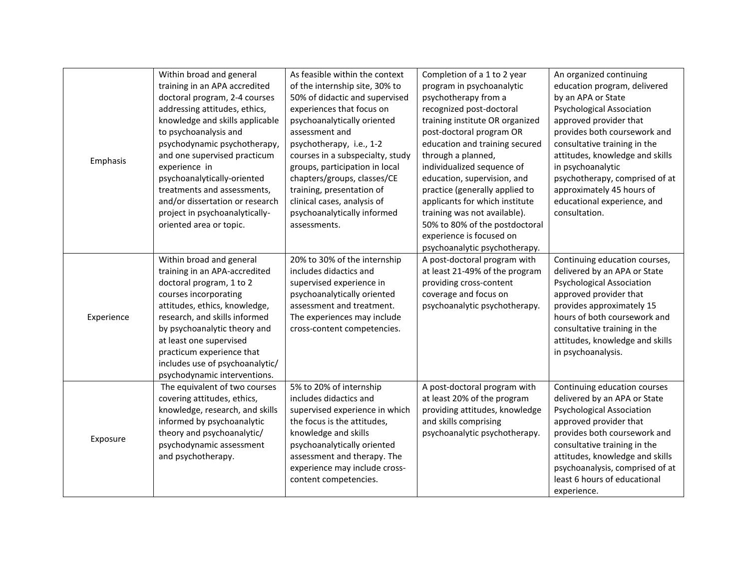| | | | | |
|---|---|---|---|---|
| Emphasis | Within broad and general training in an APA accredited doctoral program, 2-4 courses addressing attitudes, ethics, knowledge and skills applicable to psychoanalysis and psychodynamic psychotherapy, and one supervised practicum experience in psychoanalytically-oriented treatments and assessments, and/or dissertation or research project in psychoanalytically-oriented area or topic. | As feasible within the context of the internship site, 30% to 50% of didactic and supervised experiences that focus on psychoanalytically oriented assessment and psychotherapy, i.e., 1-2 courses in a subspecialty, study groups, participation in local chapters/groups, classes/CE training, presentation of clinical cases, analysis of psychoanalytically informed assessments. | Completion of a 1 to 2 year program in psychoanalytic psychotherapy from a recognized post-doctoral training institute OR organized post-doctoral program OR education and training secured through a planned, individualized sequence of education, supervision, and practice (generally applied to applicants for which institute training was not available). 50% to 80% of the postdoctoral experience is focused on psychoanalytic psychotherapy. | An organized continuing education program, delivered by an APA or State Psychological Association approved provider that provides both coursework and consultative training in the attitudes, knowledge and skills in psychoanalytic psychotherapy, comprised of at approximately 45 hours of educational experience, and consultation. |
| Experience | Within broad and general training in an APA-accredited doctoral program, 1 to 2 courses incorporating attitudes, ethics, knowledge, research, and skills informed by psychoanalytic theory and at least one supervised practicum experience that includes use of psychoanalytic/ psychodynamic interventions. | 20% to 30% of the internship includes didactics and supervised experience in psychoanalytically oriented assessment and treatment. The experiences may include cross-content competencies. | A post-doctoral program with at least 21-49% of the program providing cross-content coverage and focus on psychoanalytic psychotherapy. | Continuing education courses, delivered by an APA or State Psychological Association approved provider that provides approximately 15 hours of both coursework and consultative training in the attitudes, knowledge and skills in psychoanalysis. |
| Exposure | The equivalent of two courses covering attitudes, ethics, knowledge, research, and skills informed by psychoanalytic theory and psychoanalytic/ psychodynamic assessment and psychotherapy. | 5% to 20% of internship includes didactics and supervised experience in which the focus is the attitudes, knowledge and skills psychoanalytically oriented assessment and therapy. The experience may include cross-content competencies. | A post-doctoral program with at least 20% of the program providing attitudes, knowledge and skills comprising psychoanalytic psychotherapy. | Continuing education courses delivered by an APA or State Psychological Association approved provider that provides both coursework and consultative training in the attitudes, knowledge and skills psychoanalysis, comprised of at least 6 hours of educational experience. |